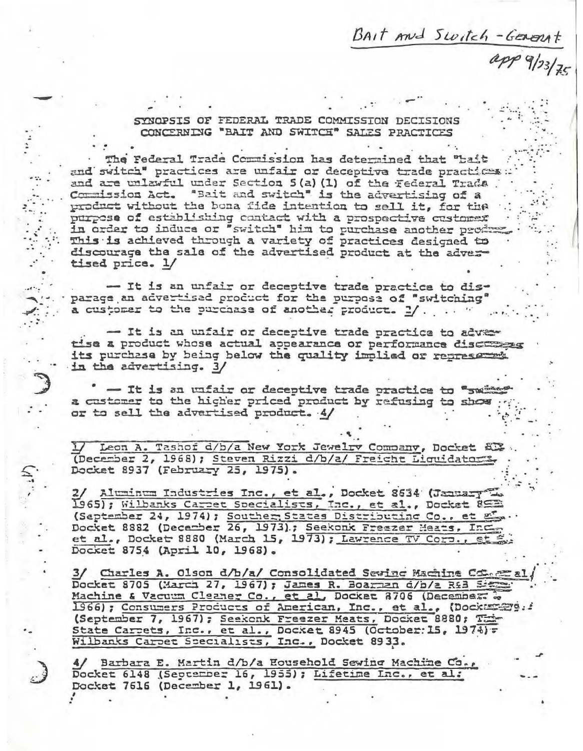Bait and Switch - General

app 9/23/75

# SYNOPSIS OF FEDERAL TRADE COMMISSION DECISIONS CONCERNING "BAIT AND SWITCH" SALES PRACTICES

The Federal Trade Commission has determined that "bait and switch" practices are unfair or deceptive trade practices and are unlawful under Section 5(a)(1) of the Federal Trade Commission Act. "Bait and switch" is the advertising of a product without the bona fide intention to sell it, for the purpose of establishing contact with a prospective customer in order to induce or "switch" him to purchase another product. This is achieved through a variety of practices designed to discourage the sale of the advertised product at the advertised price. 1/

— It is an unfair or deceptive trade practice to disparage an advertised product for the purpose of "switching" a customer to the purchase of another product. 2/

— It is an unfair or deceptive trade practice to advertise a product whose actual appearance or performance discourages its purchase by being below the quality implied or represented in the advertising. 3/

— It is an unfair or deceptive trade practice to "switch" a customer to the higher priced product by refusing to show or to sell the advertised product. 4/

---

1/ Leon A. Tashof d/b/a New York Jewelry Company, Docket 8?? (December 2, 1968); Steven Rizzi d/b/a/ Freight Liquidators, Docket 8937 (February 25, 1975).

2/ Aluminum Industries Inc., et al., Docket 8534 (January ?, 1965); Wilbanks Carpet Specialists, Inc., et al., Docket 8??? (September 24, 1974); Southern States Distributing Co., et al., Docket 8882 (December 26, 1973); Seekonk Freezer Meats, Inc., et al., Docket 8880 (March 15, 1973); Lawrence TV Corp., et al., Docket 8754 (April 10, 1968).

3/ Charles A. Olson d/b/a/ Consolidated Sewing Machine Co., et al, Docket 8705 (March 27, 1967); James R. Boarman d/b/a R&B Sewing Machine & Vacuum Cleaner Co., et al, Docket 8706 (December ?, 1966); Consumers Products of American, Inc., et al., (Docket ???9; (September 7, 1967); Seekonk Freezer Meats, Docket 8880; The State Carpets, Inc., et al., Docket 8945 (October 15, 1974); Wilbanks Carpet Specialists, Inc., Docket 8933.

4/ Barbara E. Martin d/b/a Household Sewing Machine Co., Docket 6148 (September 16, 1955); Lifetime Inc., et al. Docket 7616 (December 1, 1961).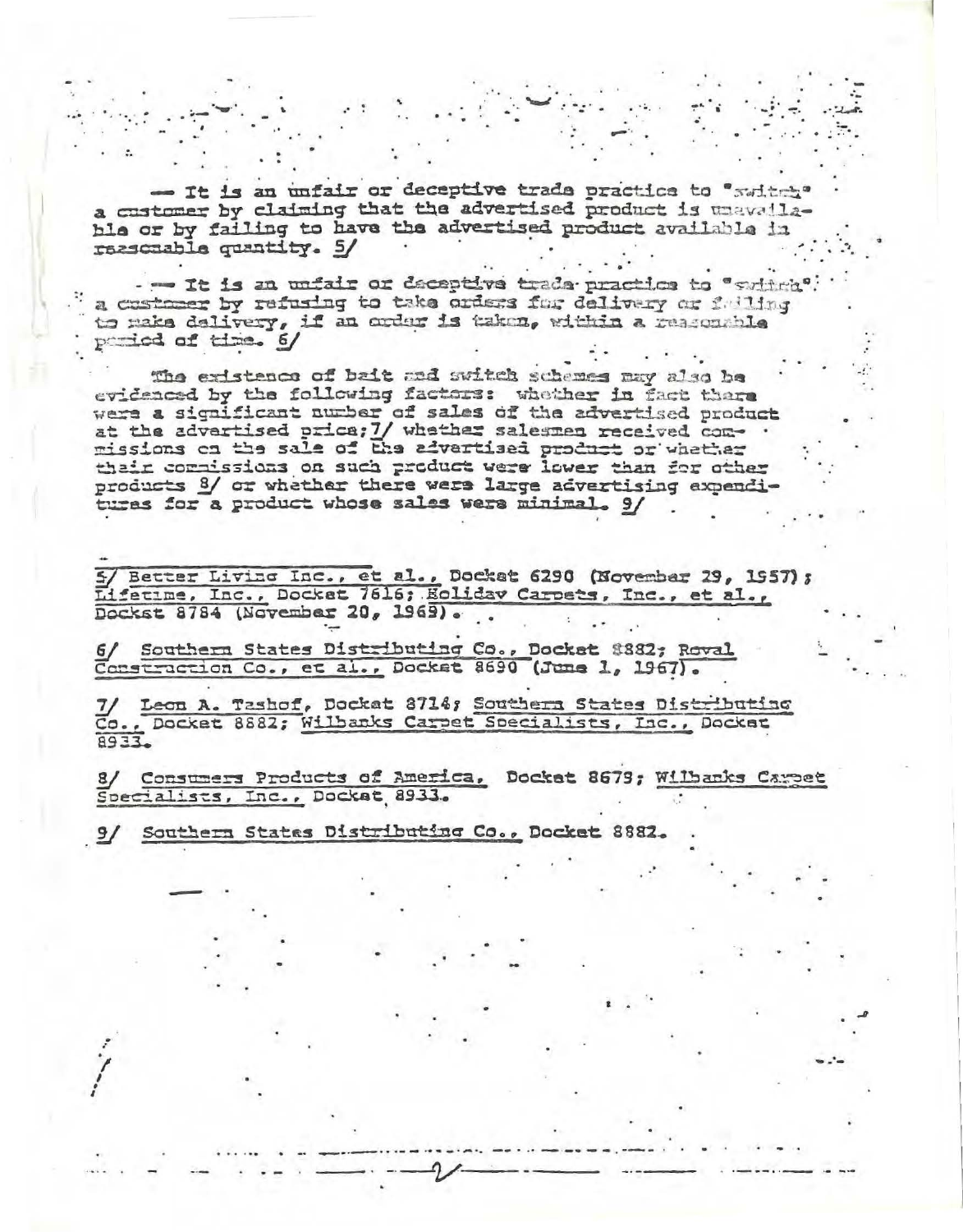— It is an unfair or deceptive trade practice to "switch" a customer by claiming that the advertised product is unavailable or by failing to have the advertised product available in reasonable quantity. 5/

— It is an unfair or deceptive trade practice to "switch" a customer by refusing to take orders for delivery or failing to make delivery, if an order is taken, within a reasonable period of time. 6/

The existence of bait and switch schemes may also be evidenced by the following factors: whether in fact there were a significant number of sales of the advertised product at the advertised price; 7/ whether salesmen received commissions on the sale of the advertised product or whether their commissions on such product were lower than for other products 8/ or whether there were large advertising expenditures for a product whose sales were minimal. 9/

---

5/ Better Living Inc., et al., Docket 6290 (November 29, 1957); Lifetime, Inc., Docket 7616; Holiday Carpets, Inc., et al., Docket 8784 (November 20, 1969).

6/ Southern States Distributing Co., Docket 8882; Royal Construction Co., et al., Docket 8690 (June 1, 1967).

7/ Leon A. Tashof, Docket 8714; Southern States Distributing Co., Docket 8882; Wilbanks Carpet Specialists, Inc., Docket 8933.

8/ Consumers Products of America, Docket 8679; Wilbanks Carpet Specialists, Inc., Docket 8933.

9/ Southern States Distributing Co., Docket 8882.